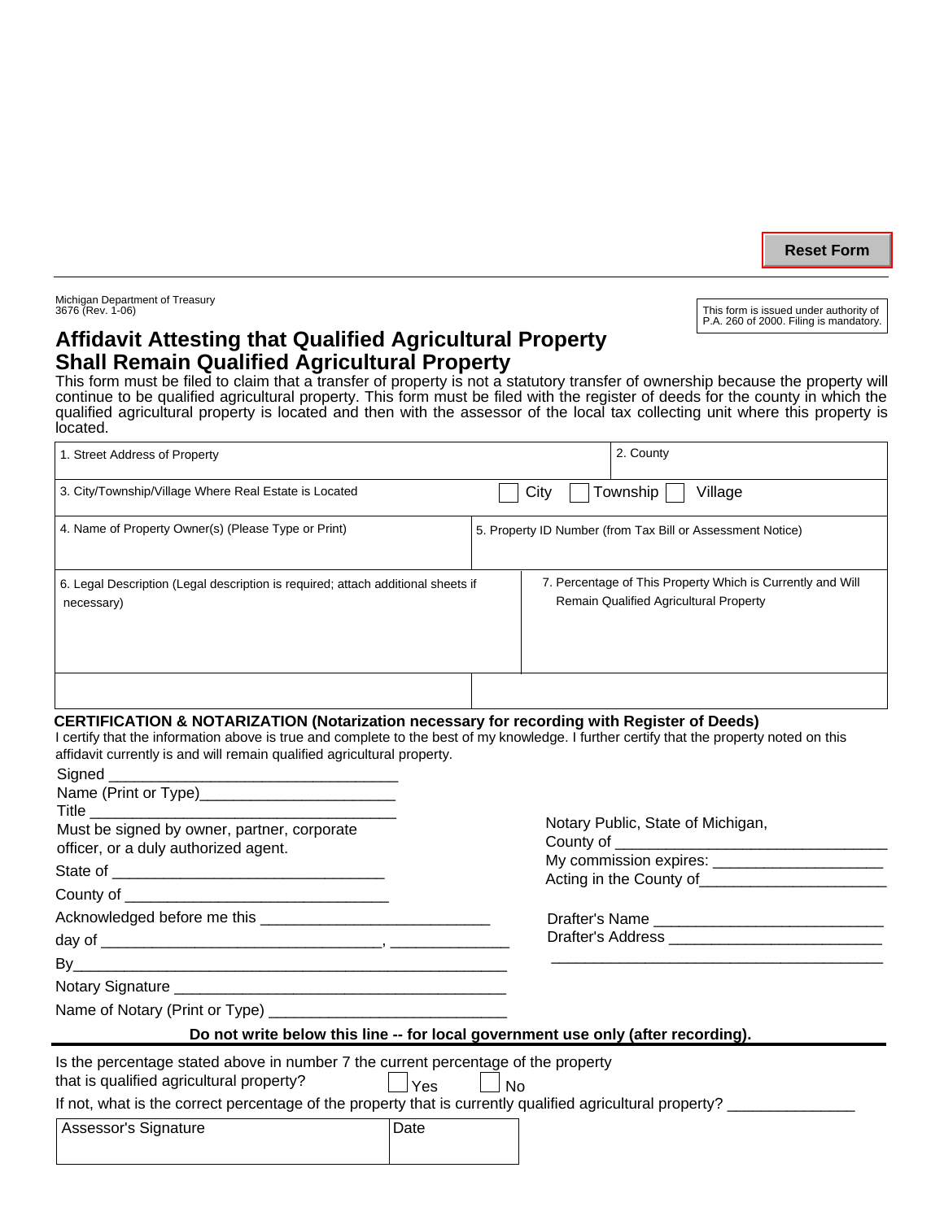Reset Form

Michigan Department of Treasury
3676 (Rev. 1-06)

This form is issued under authority of P.A. 260 of 2000. Filing is mandatory.

# Affidavit Attesting that Qualified Agricultural Property Shall Remain Qualified Agricultural Property

This form must be filed to claim that a transfer of property is not a statutory transfer of ownership because the property will continue to be qualified agricultural property. This form must be filed with the register of deeds for the county in which the qualified agricultural property is located and then with the assessor of the local tax collecting unit where this property is located.

| 1. Street Address of Property | 2. County |
|---|---|
| 3. City/Township/Village Where Real Estate is Located | ☐ City ☐ Township ☐ Village |
| 4. Name of Property Owner(s) (Please Type or Print) | 5. Property ID Number (from Tax Bill or Assessment Notice) |
| 6. Legal Description (Legal description is required; attach additional sheets if necessary) | 7. Percentage of This Property Which is Currently and Will Remain Qualified Agricultural Property |
| | |

**CERTIFICATION & NOTARIZATION (Notarization necessary for recording with Register of Deeds)**

I certify that the information above is true and complete to the best of my knowledge. I further certify that the property noted on this affidavit currently is and will remain qualified agricultural property.

Signed ________________________________

Name (Print or Type)______________________

Title ________________________________

Must be signed by owner, partner, corporate officer, or a duly authorized agent.

State of ______________________________

County of _____________________________

Acknowledged before me this _________________________

day of ________________________________, _____________

By__________________________________________________

Notary Signature ____________________________________

Name of Notary (Print or Type) _________________________

Notary Public, State of Michigan,

County of ______________________________

My commission expires: ___________________

Acting in the County of_____________________

Drafter's Name _________________________

Drafter's Address _______________________

______________________________________

**Do not write below this line -- for local government use only (after recording).**

Is the percentage stated above in number 7 the current percentage of the property that is qualified agricultural property? ☐ Yes ☐ No

If not, what is the correct percentage of the property that is currently qualified agricultural property? ______________

| Assessor's Signature | Date |
|---|---|
| | |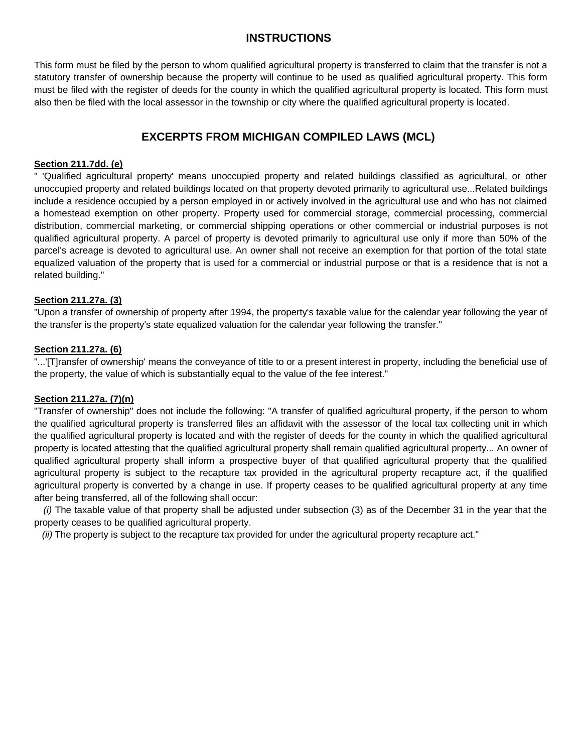## INSTRUCTIONS

This form must be filed by the person to whom qualified agricultural property is transferred to claim that the transfer is not a statutory transfer of ownership because the property will continue to be used as qualified agricultural property. This form must be filed with the register of deeds for the county in which the qualified agricultural property is located. This form must also then be filed with the local assessor in the township or city where the qualified agricultural property is located.

## EXCERPTS FROM MICHIGAN COMPILED LAWS (MCL)

**Section 211.7dd. (e)**

" 'Qualified agricultural property' means unoccupied property and related buildings classified as agricultural, or other unoccupied property and related buildings located on that property devoted primarily to agricultural use...Related buildings include a residence occupied by a person employed in or actively involved in the agricultural use and who has not claimed a homestead exemption on other property. Property used for commercial storage, commercial processing, commercial distribution, commercial marketing, or commercial shipping operations or other commercial or industrial purposes is not qualified agricultural property. A parcel of property is devoted primarily to agricultural use only if more than 50% of the parcel's acreage is devoted to agricultural use. An owner shall not receive an exemption for that portion of the total state equalized valuation of the property that is used for a commercial or industrial purpose or that is a residence that is not a related building."

**Section 211.27a. (3)**

"Upon a transfer of ownership of property after 1994, the property's taxable value for the calendar year following the year of the transfer is the property's state equalized valuation for the calendar year following the transfer."

**Section 211.27a. (6)**

"...'[T]ransfer of ownership' means the conveyance of title to or a present interest in property, including the beneficial use of the property, the value of which is substantially equal to the value of the fee interest."

**Section 211.27a. (7)(n)**

"Transfer of ownership" does not include the following: "A transfer of qualified agricultural property, if the person to whom the qualified agricultural property is transferred files an affidavit with the assessor of the local tax collecting unit in which the qualified agricultural property is located and with the register of deeds for the county in which the qualified agricultural property is located attesting that the qualified agricultural property shall remain qualified agricultural property... An owner of qualified agricultural property shall inform a prospective buyer of that qualified agricultural property that the qualified agricultural property is subject to the recapture tax provided in the agricultural property recapture act, if the qualified agricultural property is converted by a change in use. If property ceases to be qualified agricultural property at any time after being transferred, all of the following shall occur:

*(i)* The taxable value of that property shall be adjusted under subsection (3) as of the December 31 in the year that the property ceases to be qualified agricultural property.

*(ii)* The property is subject to the recapture tax provided for under the agricultural property recapture act."